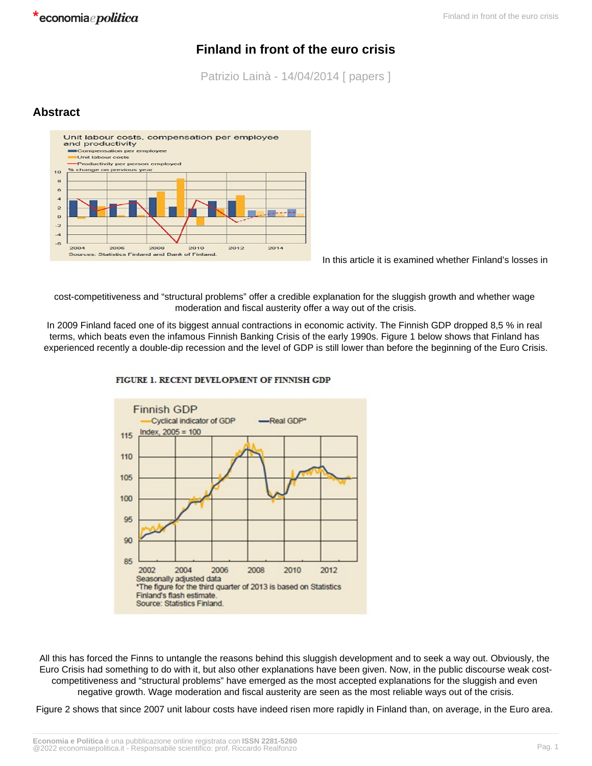# Finland in front of the euro crisis

Patrizio Lainà - 14/04/2014 [ papers ]

## Abstract

In this article it is examined whether Finland's losses in cost-competitiveness and "structural problems" offer a credible explanation for the sluggish growth and whether wage moderation and fiscal austerity offer a way out of the crisis.

In 2009 Finland faced one of its biggest annual contractions in economic activity. The Finnish GDP dropped 8,5 % in real terms, which beats even the infamous Finnish Banking Crisis of the early 1990s. Figure 1 below shows that Finland has experienced recently a double-dip recession and the level of GDP is still lower than before the beginning of the Euro Crisis.

FIGURE 1. RECENT DEVELOPMENT OF FINNISH GDP

All this has forced the Finns to untangle the reasons behind this sluggish development and to seek a way out. Obviously, the Euro Crisis had something to do with it, but also other explanations have been given. Now, in the public discourse weak cost-competitiveness and "structural problems" have emerged as the most accepted explanations for the sluggish and even negative growth. Wage moderation and fiscal austerity are seen as the most reliable ways out of the crisis.

Figure 2 shows that since 2007 unit labour costs have indeed risen more rapidly in Finland than, on average, in the Euro area.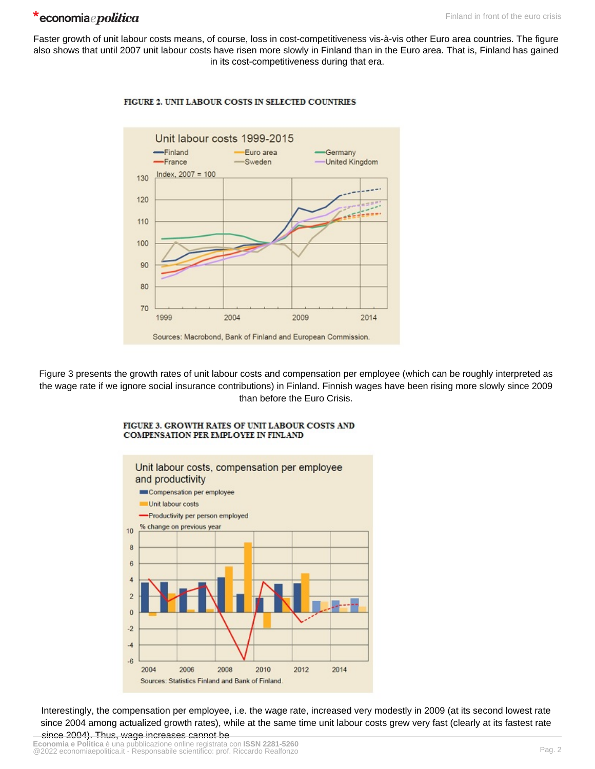Faster growth of unit labour costs means, of course, loss in cost-competitiveness vis-à-vis other Euro area countries. The figure also shows that until 2007 unit labour costs have risen more slowly in Finland than in the Euro area. That is, Finland has gained in its cost-competitiveness during that era.

**FIGURE 2. UNIT LABOUR COSTS IN SELECTED COUNTRIES**

Figure 3 presents the growth rates of unit labour costs and compensation per employee (which can be roughly interpreted as the wage rate if we ignore social insurance contributions) in Finland. Finnish wages have been rising more slowly since 2009 than before the Euro Crisis.

**FIGURE 3. GROWTH RATES OF UNIT LABOUR COSTS AND COMPENSATION PER EMPLOYEE IN FINLAND**

Interestingly, the compensation per employee, i.e. the wage rate, increased very modestly in 2009 (at its second lowest rate since 2004 among actualized growth rates), while at the same time unit labour costs grew very fast (clearly at its fastest rate since 2004). Thus, wage increases cannot be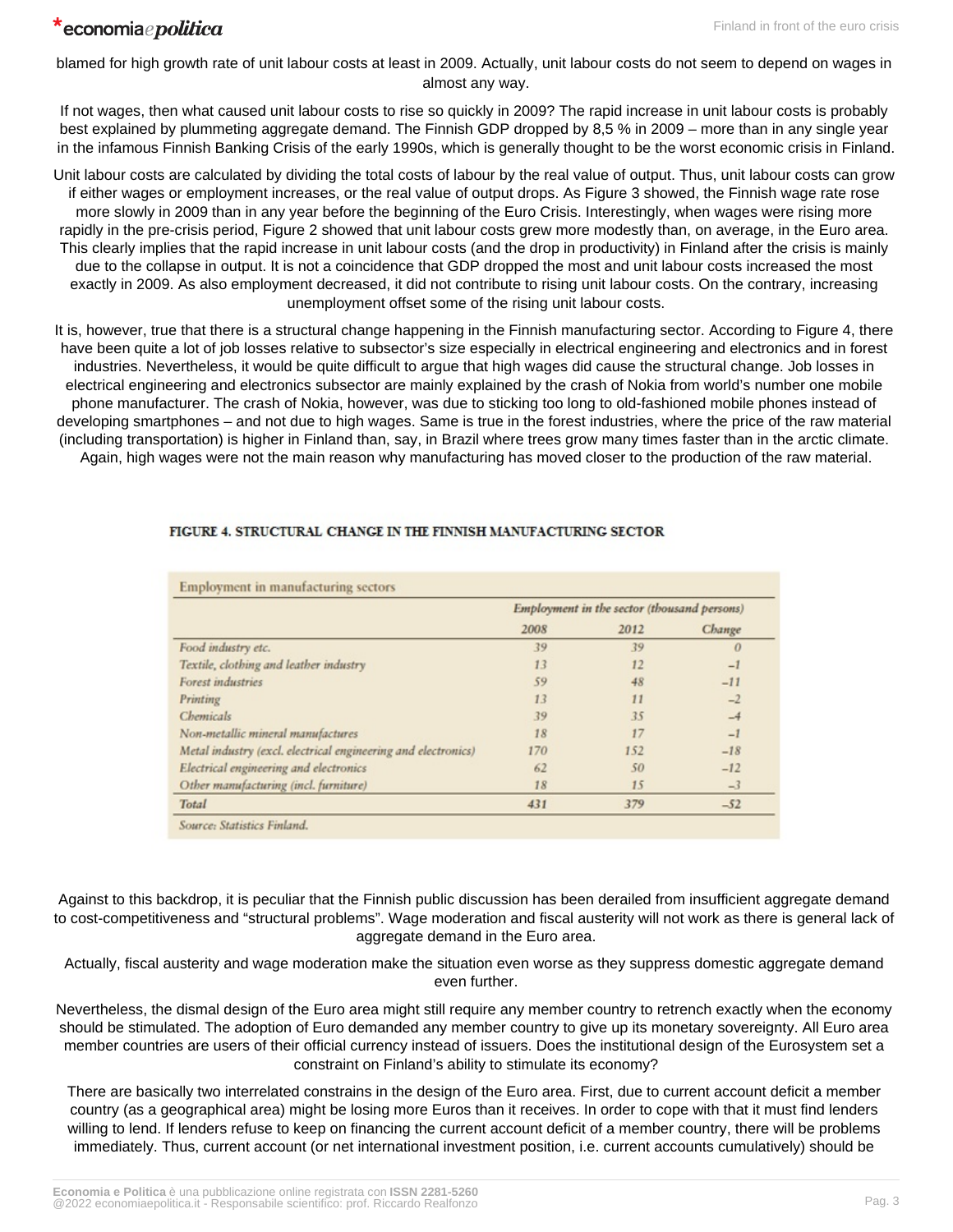blamed for high growth rate of unit labour costs at least in 2009. Actually, unit labour costs do not seem to depend on wages in almost any way.

If not wages, then what caused unit labour costs to rise so quickly in 2009? The rapid increase in unit labour costs is probably best explained by plummeting aggregate demand. The Finnish GDP dropped by 8,5 % in 2009 – more than in any single year in the infamous Finnish Banking Crisis of the early 1990s, which is generally thought to be the worst economic crisis in Finland.

Unit labour costs are calculated by dividing the total costs of labour by the real value of output. Thus, unit labour costs can grow if either wages or employment increases, or the real value of output drops. As Figure 3 showed, the Finnish wage rate rose more slowly in 2009 than in any year before the beginning of the Euro Crisis. Interestingly, when wages were rising more rapidly in the pre-crisis period, Figure 2 showed that unit labour costs grew more modestly than, on average, in the Euro area. This clearly implies that the rapid increase in unit labour costs (and the drop in productivity) in Finland after the crisis is mainly due to the collapse in output. It is not a coincidence that GDP dropped the most and unit labour costs increased the most exactly in 2009. As also employment decreased, it did not contribute to rising unit labour costs. On the contrary, increasing unemployment offset some of the rising unit labour costs.

It is, however, true that there is a structural change happening in the Finnish manufacturing sector. According to Figure 4, there have been quite a lot of job losses relative to subsector's size especially in electrical engineering and electronics and in forest industries. Nevertheless, it would be quite difficult to argue that high wages did cause the structural change. Job losses in electrical engineering and electronics subsector are mainly explained by the crash of Nokia from world's number one mobile phone manufacturer. The crash of Nokia, however, was due to sticking too long to old-fashioned mobile phones instead of developing smartphones – and not due to high wages. Same is true in the forest industries, where the price of the raw material (including transportation) is higher in Finland than, say, in Brazil where trees grow many times faster than in the arctic climate. Again, high wages were not the main reason why manufacturing has moved closer to the production of the raw material.

**FIGURE 4. STRUCTURAL CHANGE IN THE FINNISH MANUFACTURING SECTOR**

Employment in manufacturing sectors

| | *Employment in the sector (thousand persons)* | | |
|---|---|---|---|
| | *2008* | *2012* | *Change* |
| *Food industry etc.* | 39 | 39 | 0 |
| *Textile, clothing and leather industry* | 13 | 12 | −1 |
| *Forest industries* | 59 | 48 | −11 |
| *Printing* | 13 | 11 | −2 |
| *Chemicals* | 39 | 35 | −4 |
| *Non-metallic mineral manufactures* | 18 | 17 | −1 |
| *Metal industry (excl. electrical engineering and electronics)* | 170 | 152 | −18 |
| *Electrical engineering and electronics* | 62 | 50 | −12 |
| *Other manufacturing (incl. furniture)* | 18 | 15 | −3 |
| *Total* | 431 | 379 | −52 |

*Source: Statistics Finland.*

Against to this backdrop, it is peculiar that the Finnish public discussion has been derailed from insufficient aggregate demand to cost-competitiveness and "structural problems". Wage moderation and fiscal austerity will not work as there is general lack of aggregate demand in the Euro area.

Actually, fiscal austerity and wage moderation make the situation even worse as they suppress domestic aggregate demand even further.

Nevertheless, the dismal design of the Euro area might still require any member country to retrench exactly when the economy should be stimulated. The adoption of Euro demanded any member country to give up its monetary sovereignty. All Euro area member countries are users of their official currency instead of issuers. Does the institutional design of the Eurosystem set a constraint on Finland's ability to stimulate its economy?

There are basically two interrelated constrains in the design of the Euro area. First, due to current account deficit a member country (as a geographical area) might be losing more Euros than it receives. In order to cope with that it must find lenders willing to lend. If lenders refuse to keep on financing the current account deficit of a member country, there will be problems immediately. Thus, current account (or net international investment position, i.e. current accounts cumulatively) should be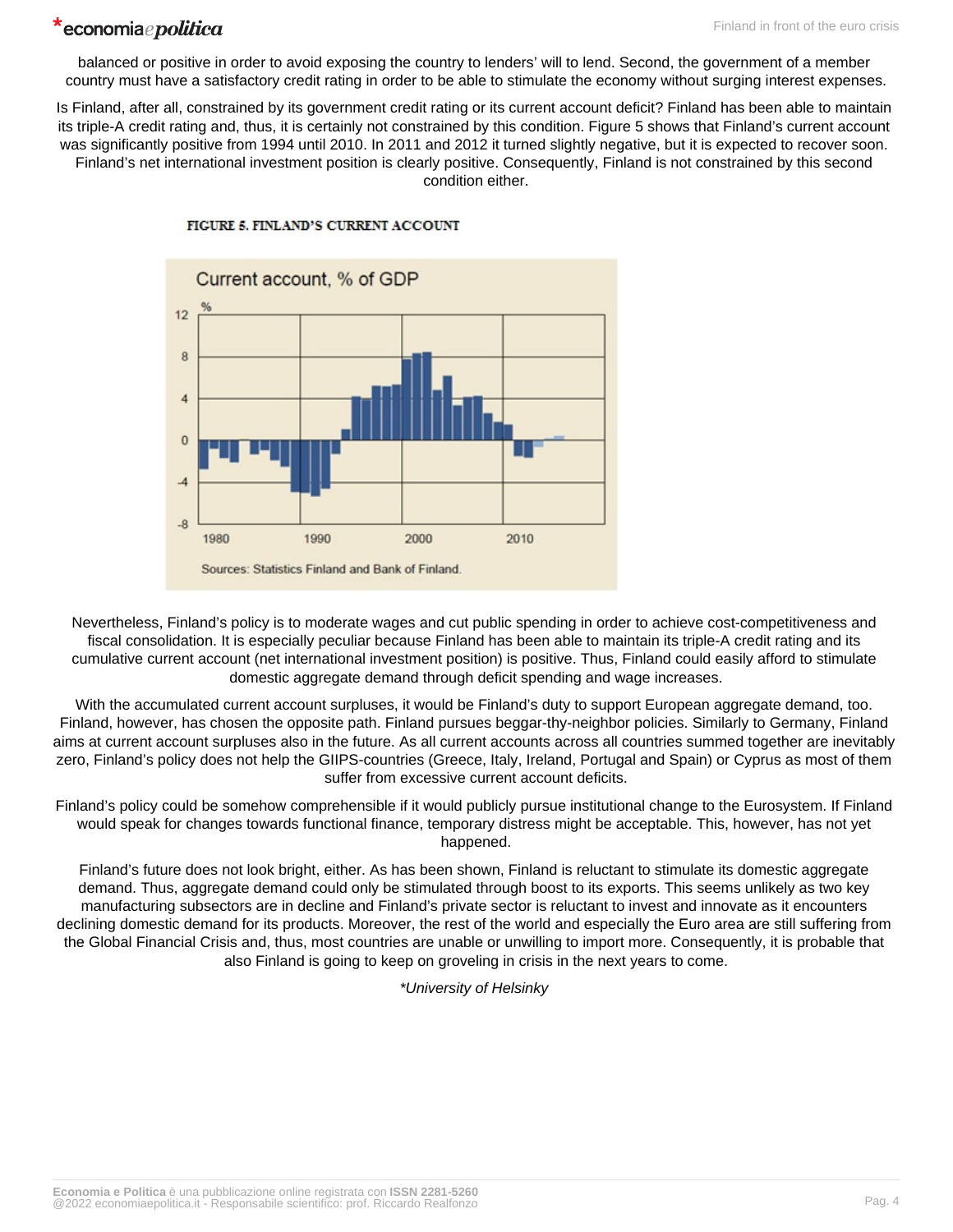balanced or positive in order to avoid exposing the country to lenders' will to lend. Second, the government of a member country must have a satisfactory credit rating in order to be able to stimulate the economy without surging interest expenses.

Is Finland, after all, constrained by its government credit rating or its current account deficit? Finland has been able to maintain its triple-A credit rating and, thus, it is certainly not constrained by this condition. Figure 5 shows that Finland's current account was significantly positive from 1994 until 2010. In 2011 and 2012 it turned slightly negative, but it is expected to recover soon. Finland's net international investment position is clearly positive. Consequently, Finland is not constrained by this second condition either.

FIGURE 5. FINLAND'S CURRENT ACCOUNT

Current account, % of GDP

%

12

8

4

0

-4

-8

1980

1990

2000

2010

Sources: Statistics Finland and Bank of Finland.

Nevertheless, Finland's policy is to moderate wages and cut public spending in order to achieve cost-competitiveness and fiscal consolidation. It is especially peculiar because Finland has been able to maintain its triple-A credit rating and its cumulative current account (net international investment position) is positive. Thus, Finland could easily afford to stimulate domestic aggregate demand through deficit spending and wage increases.

With the accumulated current account surpluses, it would be Finland's duty to support European aggregate demand, too. Finland, however, has chosen the opposite path. Finland pursues beggar-thy-neighbor policies. Similarly to Germany, Finland aims at current account surpluses also in the future. As all current accounts across all countries summed together are inevitably zero, Finland's policy does not help the GIIPS-countries (Greece, Italy, Ireland, Portugal and Spain) or Cyprus as most of them suffer from excessive current account deficits.

Finland's policy could be somehow comprehensible if it would publicly pursue institutional change to the Eurosystem. If Finland would speak for changes towards functional finance, temporary distress might be acceptable. This, however, has not yet happened.

Finland's future does not look bright, either. As has been shown, Finland is reluctant to stimulate its domestic aggregate demand. Thus, aggregate demand could only be stimulated through boost to its exports. This seems unlikely as two key manufacturing subsectors are in decline and Finland's private sector is reluctant to invest and innovate as it encounters declining domestic demand for its products. Moreover, the rest of the world and especially the Euro area are still suffering from the Global Financial Crisis and, thus, most countries are unable or unwilling to import more. Consequently, it is probable that also Finland is going to keep on groveling in crisis in the next years to come.

*\*University of Helsinky*